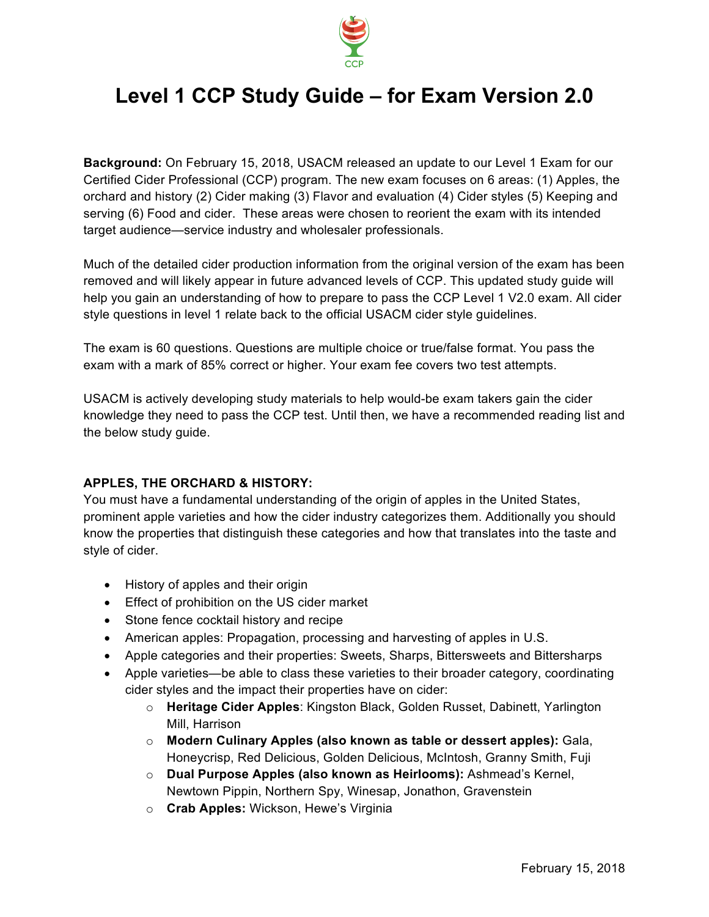CCP

# Level 1 CCP Study Guide – for Exam Version 2.0

**Background:** On February 15, 2018, USACM released an update to our Level 1 Exam for our Certified Cider Professional (CCP) program. The new exam focuses on 6 areas: (1) Apples, the orchard and history (2) Cider making (3) Flavor and evaluation (4) Cider styles (5) Keeping and serving (6) Food and cider. These areas were chosen to reorient the exam with its intended target audience—service industry and wholesaler professionals.

Much of the detailed cider production information from the original version of the exam has been removed and will likely appear in future advanced levels of CCP. This updated study guide will help you gain an understanding of how to prepare to pass the CCP Level 1 V2.0 exam. All cider style questions in level 1 relate back to the official USACM cider style guidelines.

The exam is 60 questions. Questions are multiple choice or true/false format. You pass the exam with a mark of 85% correct or higher. Your exam fee covers two test attempts.

USACM is actively developing study materials to help would-be exam takers gain the cider knowledge they need to pass the CCP test. Until then, we have a recommended reading list and the below study guide.

**APPLES, THE ORCHARD & HISTORY:**

You must have a fundamental understanding of the origin of apples in the United States, prominent apple varieties and how the cider industry categorizes them. Additionally you should know the properties that distinguish these categories and how that translates into the taste and style of cider.

- History of apples and their origin
- Effect of prohibition on the US cider market
- Stone fence cocktail history and recipe
- American apples: Propagation, processing and harvesting of apples in U.S.
- Apple categories and their properties: Sweets, Sharps, Bittersweets and Bittersharps
- Apple varieties—be able to class these varieties to their broader category, coordinating cider styles and the impact their properties have on cider:
    - **Heritage Cider Apples**: Kingston Black, Golden Russet, Dabinett, Yarlington Mill, Harrison
    - **Modern Culinary Apples (also known as table or dessert apples):** Gala, Honeycrisp, Red Delicious, Golden Delicious, McIntosh, Granny Smith, Fuji
    - **Dual Purpose Apples (also known as Heirlooms):** Ashmead's Kernel, Newtown Pippin, Northern Spy, Winesap, Jonathon, Gravenstein
    - **Crab Apples:** Wickson, Hewe's Virginia

February 15, 2018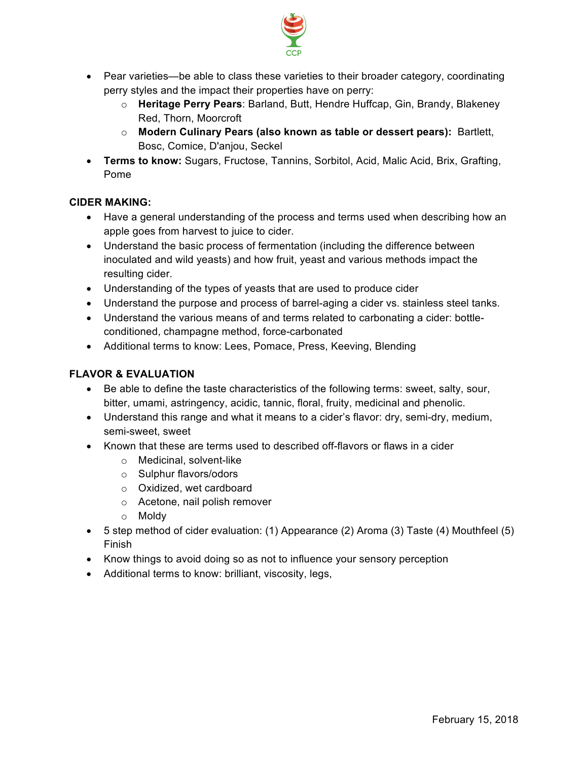- Pear varieties—be able to class these varieties to their broader category, coordinating perry styles and the impact their properties have on perry:
  - **Heritage Perry Pears**: Barland, Butt, Hendre Huffcap, Gin, Brandy, Blakeney Red, Thorn, Moorcroft
  - **Modern Culinary Pears (also known as table or dessert pears):** Bartlett, Bosc, Comice, D'anjou, Seckel
- **Terms to know:** Sugars, Fructose, Tannins, Sorbitol, Acid, Malic Acid, Brix, Grafting, Pome

**CIDER MAKING:**

- Have a general understanding of the process and terms used when describing how an apple goes from harvest to juice to cider.
- Understand the basic process of fermentation (including the difference between inoculated and wild yeasts) and how fruit, yeast and various methods impact the resulting cider.
- Understanding of the types of yeasts that are used to produce cider
- Understand the purpose and process of barrel-aging a cider vs. stainless steel tanks.
- Understand the various means of and terms related to carbonating a cider: bottle-conditioned, champagne method, force-carbonated
- Additional terms to know: Lees, Pomace, Press, Keeving, Blending

**FLAVOR & EVALUATION**

- Be able to define the taste characteristics of the following terms: sweet, salty, sour, bitter, umami, astringency, acidic, tannic, floral, fruity, medicinal and phenolic.
- Understand this range and what it means to a cider's flavor: dry, semi-dry, medium, semi-sweet, sweet
- Known that these are terms used to described off-flavors or flaws in a cider
  - Medicinal, solvent-like
  - Sulphur flavors/odors
  - Oxidized, wet cardboard
  - Acetone, nail polish remover
  - Moldy
- 5 step method of cider evaluation: (1) Appearance (2) Aroma (3) Taste (4) Mouthfeel (5) Finish
- Know things to avoid doing so as not to influence your sensory perception
- Additional terms to know: brilliant, viscosity, legs,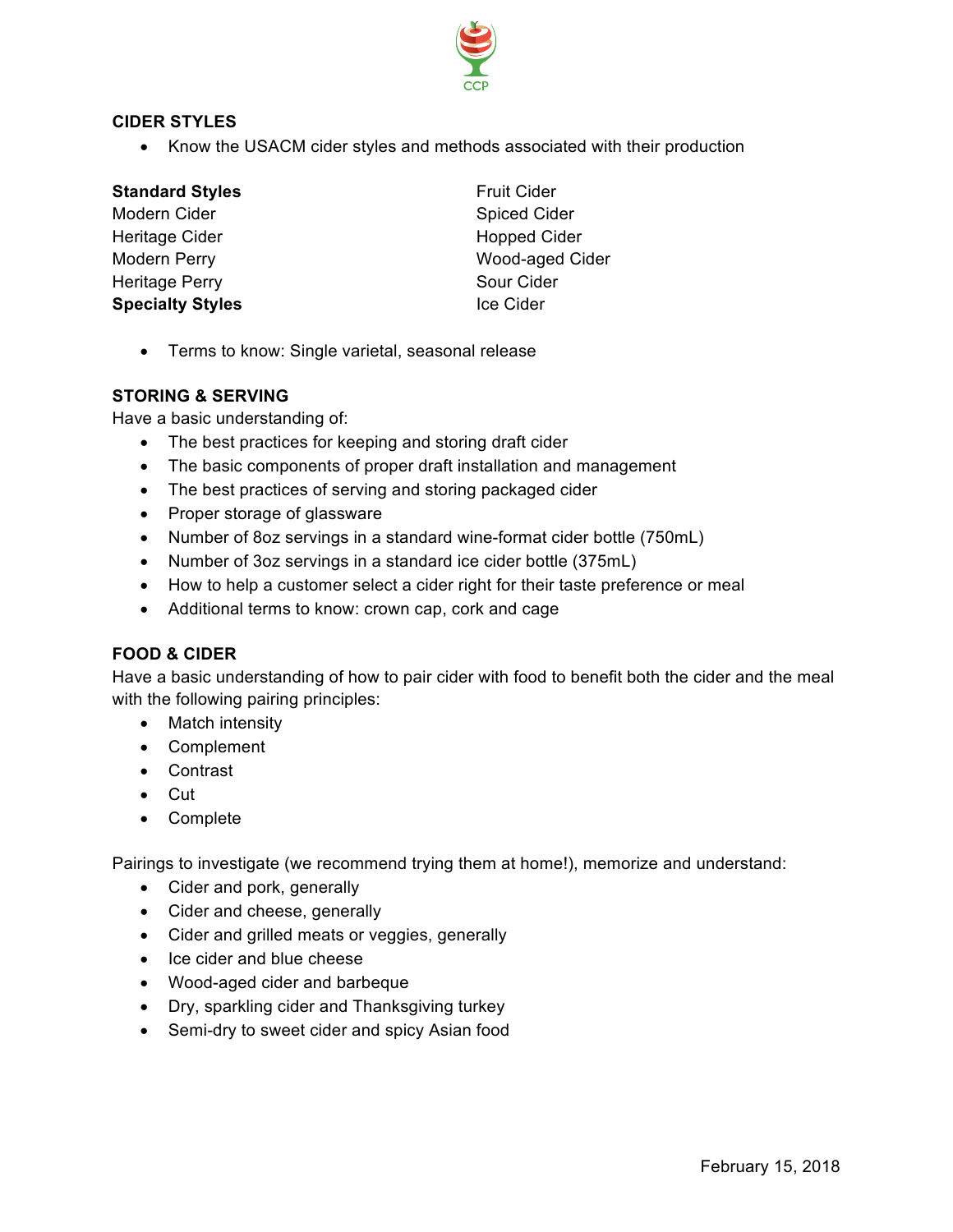## CIDER STYLES

- Know the USACM cider styles and methods associated with their production

**Standard Styles**
Modern Cider
Heritage Cider
Modern Perry
Heritage Perry
**Specialty Styles**
Fruit Cider
Spiced Cider
Hopped Cider
Wood-aged Cider
Sour Cider
Ice Cider

- Terms to know: Single varietal, seasonal release

## STORING & SERVING

Have a basic understanding of:

- The best practices for keeping and storing draft cider
- The basic components of proper draft installation and management
- The best practices of serving and storing packaged cider
- Proper storage of glassware
- Number of 8oz servings in a standard wine-format cider bottle (750mL)
- Number of 3oz servings in a standard ice cider bottle (375mL)
- How to help a customer select a cider right for their taste preference or meal
- Additional terms to know: crown cap, cork and cage

## FOOD & CIDER

Have a basic understanding of how to pair cider with food to benefit both the cider and the meal with the following pairing principles:

- Match intensity
- Complement
- Contrast
- Cut
- Complete

Pairings to investigate (we recommend trying them at home!), memorize and understand:

- Cider and pork, generally
- Cider and cheese, generally
- Cider and grilled meats or veggies, generally
- Ice cider and blue cheese
- Wood-aged cider and barbeque
- Dry, sparkling cider and Thanksgiving turkey
- Semi-dry to sweet cider and spicy Asian food

February 15, 2018